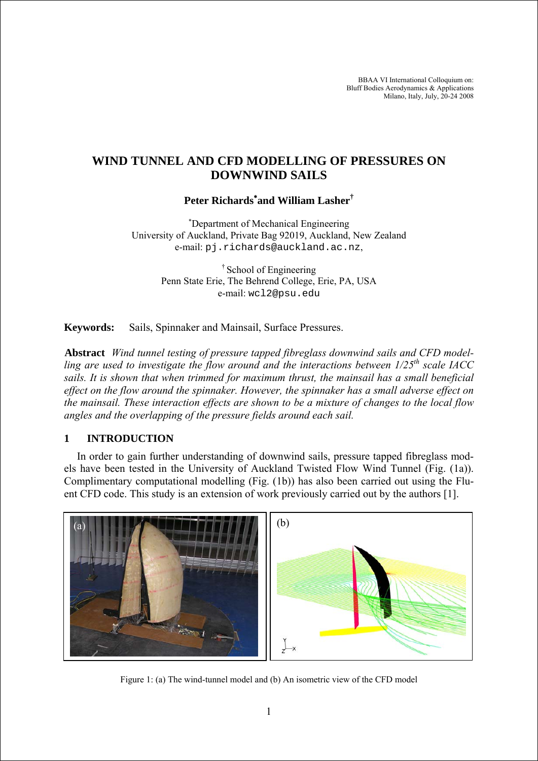BBAA VI International Colloquium on:
Bluff Bodies Aerodynamics & Applications
Milano, Italy, July, 20-24 2008

# WIND TUNNEL AND CFD MODELLING OF PRESSURES ON DOWNWIND SAILS

**Peter Richards[*] and William Lasher[†]**

[*] Department of Mechanical Engineering
University of Auckland, Private Bag 92019, Auckland, New Zealand
e-mail: pj.richards@auckland.ac.nz,

[†] School of Engineering
Penn State Erie, The Behrend College, Erie, PA, USA
e-mail: wcl2@psu.edu

**Keywords:** Sails, Spinnaker and Mainsail, Surface Pressures.

**Abstract** *Wind tunnel testing of pressure tapped fibreglass downwind sails and CFD modelling are used to investigate the flow around and the interactions between 1/25$^{th}$ scale IACC sails. It is shown that when trimmed for maximum thrust, the mainsail has a small beneficial effect on the flow around the spinnaker. However, the spinnaker has a small adverse effect on the mainsail. These interaction effects are shown to be a mixture of changes to the local flow angles and the overlapping of the pressure fields around each sail.*

## 1 INTRODUCTION

In order to gain further understanding of downwind sails, pressure tapped fibreglass models have been tested in the University of Auckland Twisted Flow Wind Tunnel (Fig. (1a)). Complimentary computational modelling (Fig. (1b)) has also been carried out using the Fluent CFD code. This study is an extension of work previously carried out by the authors [1].

Figure 1: (a) The wind-tunnel model and (b) An isometric view of the CFD model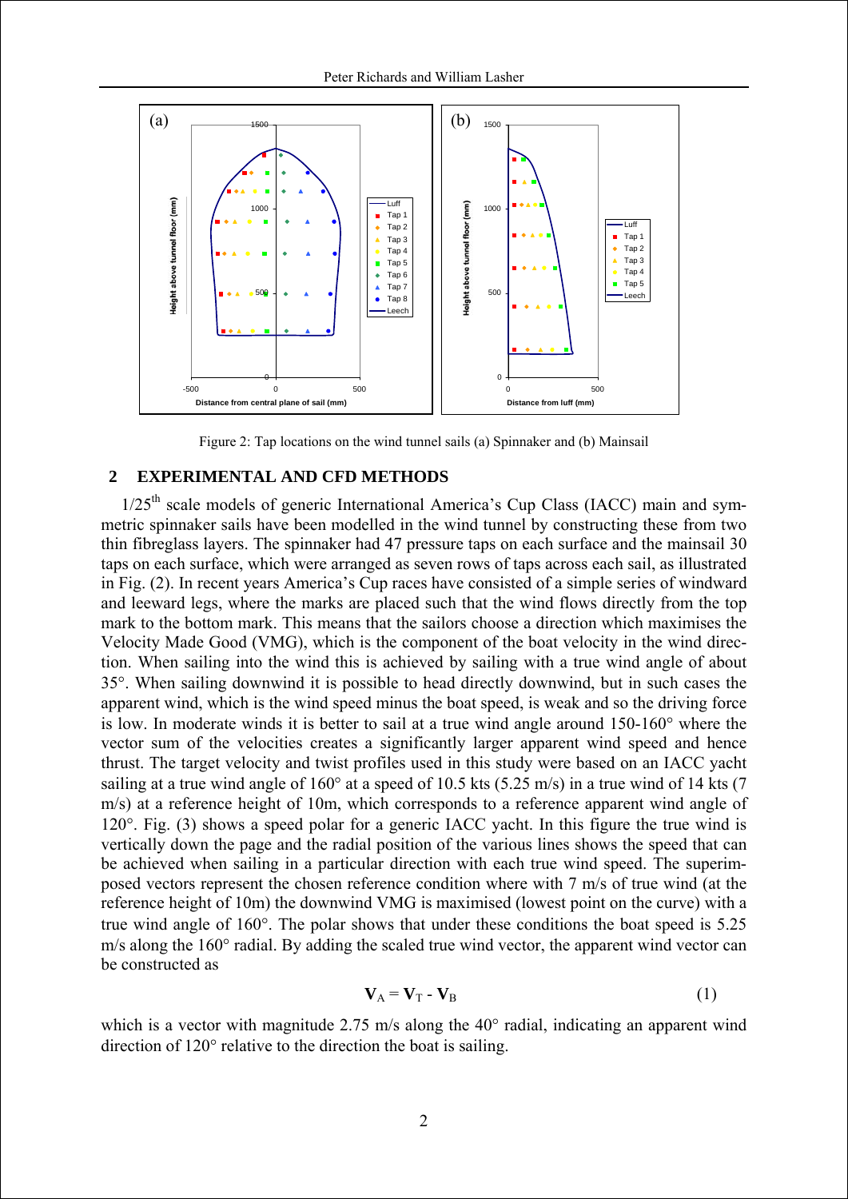Figure 2: Tap locations on the wind tunnel sails (a) Spinnaker and (b) Mainsail

## 2 EXPERIMENTAL AND CFD METHODS

$1/25^{th}$ scale models of generic International America's Cup Class (IACC) main and symmetric spinnaker sails have been modelled in the wind tunnel by constructing these from two thin fibreglass layers. The spinnaker had 47 pressure taps on each surface and the mainsail 30 taps on each surface, which were arranged as seven rows of taps across each sail, as illustrated in Fig. (2). In recent years America's Cup races have consisted of a simple series of windward and leeward legs, where the marks are placed such that the wind flows directly from the top mark to the bottom mark. This means that the sailors choose a direction which maximises the Velocity Made Good (VMG), which is the component of the boat velocity in the wind direction. When sailing into the wind this is achieved by sailing with a true wind angle of about 35°. When sailing downwind it is possible to head directly downwind, but in such cases the apparent wind, which is the wind speed minus the boat speed, is weak and so the driving force is low. In moderate winds it is better to sail at a true wind angle around 150-160° where the vector sum of the velocities creates a significantly larger apparent wind speed and hence thrust. The target velocity and twist profiles used in this study were based on an IACC yacht sailing at a true wind angle of 160° at a speed of 10.5 kts (5.25 m/s) in a true wind of 14 kts (7 m/s) at a reference height of 10m, which corresponds to a reference apparent wind angle of 120°. Fig. (3) shows a speed polar for a generic IACC yacht. In this figure the true wind is vertically down the page and the radial position of the various lines shows the speed that can be achieved when sailing in a particular direction with each true wind speed. The superimposed vectors represent the chosen reference condition where with 7 m/s of true wind (at the reference height of 10m) the downwind VMG is maximised (lowest point on the curve) with a true wind angle of 160°. The polar shows that under these conditions the boat speed is 5.25 m/s along the 160° radial. By adding the scaled true wind vector, the apparent wind vector can be constructed as

$$\mathbf{V}_A = \mathbf{V}_T - \mathbf{V}_B \tag{1}$$

which is a vector with magnitude 2.75 m/s along the 40° radial, indicating an apparent wind direction of 120° relative to the direction the boat is sailing.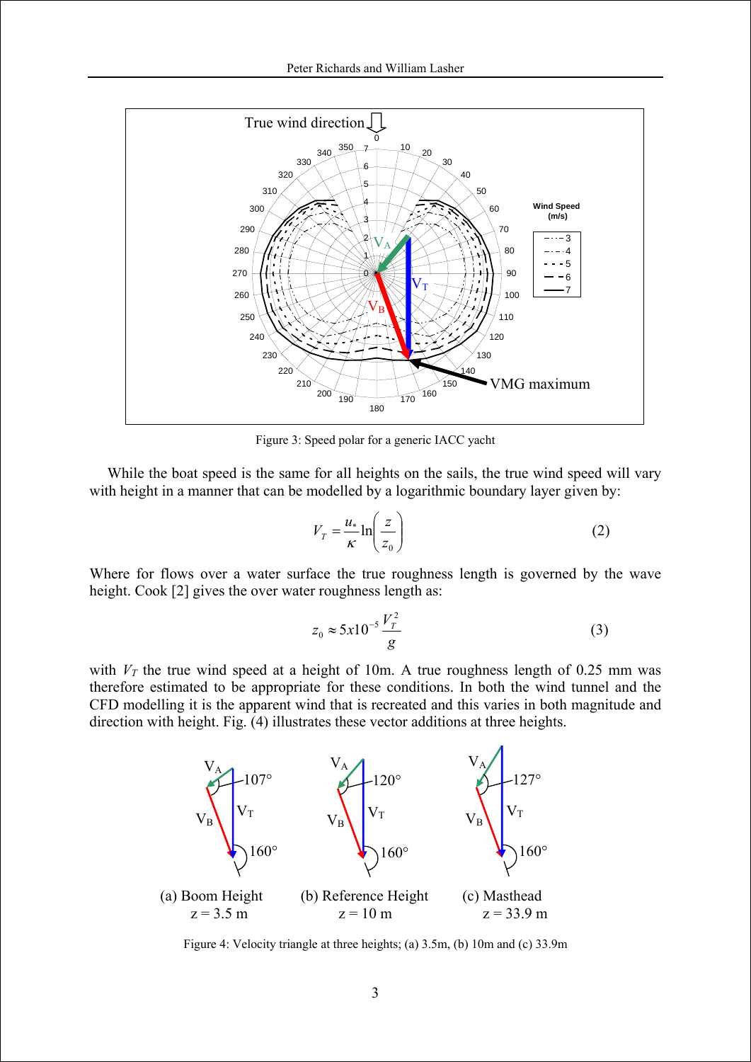Figure 3: Speed polar for a generic IACC yacht

While the boat speed is the same for all heights on the sails, the true wind speed will vary with height in a manner that can be modelled by a logarithmic boundary layer given by:

$$V_T = \frac{u_*}{\kappa}\ln\left(\frac{z}{z_0}\right) \tag{2}$$

Where for flows over a water surface the true roughness length is governed by the wave height. Cook [2] gives the over water roughness length as:

$$z_0 \approx 5x10^{-5}\frac{V_T^2}{g} \tag{3}$$

with $V_T$ the true wind speed at a height of 10m. A true roughness length of 0.25 mm was therefore estimated to be appropriate for these conditions. In both the wind tunnel and the CFD modelling it is the apparent wind that is recreated and this varies in both magnitude and direction with height. Fig. (4) illustrates these vector additions at three heights.

Figure 4: Velocity triangle at three heights; (a) 3.5m, (b) 10m and (c) 33.9m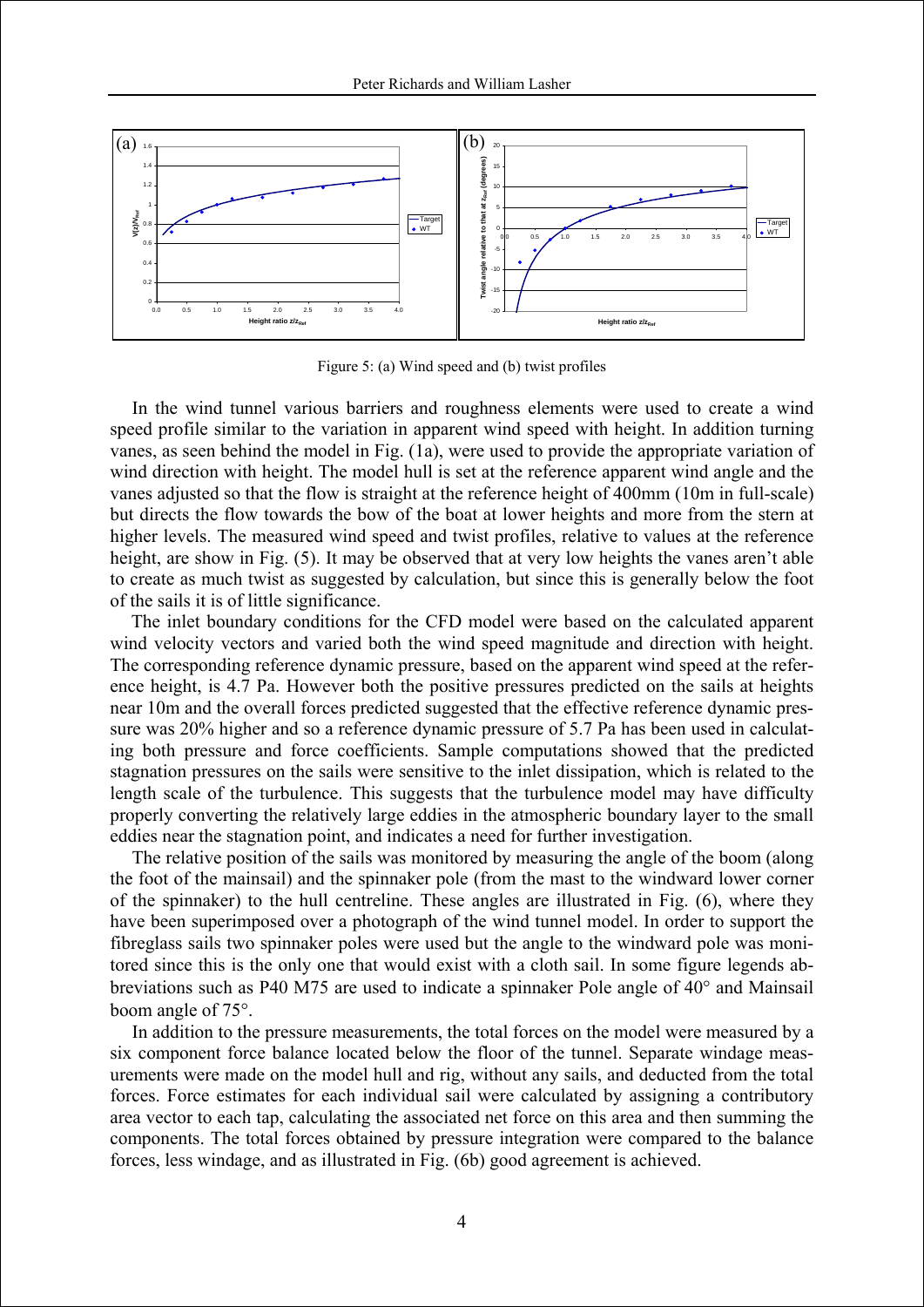Figure 5: (a) Wind speed and (b) twist profiles

In the wind tunnel various barriers and roughness elements were used to create a wind speed profile similar to the variation in apparent wind speed with height. In addition turning vanes, as seen behind the model in Fig. (1a), were used to provide the appropriate variation of wind direction with height. The model hull is set at the reference apparent wind angle and the vanes adjusted so that the flow is straight at the reference height of 400mm (10m in full-scale) but directs the flow towards the bow of the boat at lower heights and more from the stern at higher levels. The measured wind speed and twist profiles, relative to values at the reference height, are show in Fig. (5). It may be observed that at very low heights the vanes aren't able to create as much twist as suggested by calculation, but since this is generally below the foot of the sails it is of little significance.

The inlet boundary conditions for the CFD model were based on the calculated apparent wind velocity vectors and varied both the wind speed magnitude and direction with height. The corresponding reference dynamic pressure, based on the apparent wind speed at the reference height, is 4.7 Pa. However both the positive pressures predicted on the sails at heights near 10m and the overall forces predicted suggested that the effective reference dynamic pressure was 20% higher and so a reference dynamic pressure of 5.7 Pa has been used in calculating both pressure and force coefficients. Sample computations showed that the predicted stagnation pressures on the sails were sensitive to the inlet dissipation, which is related to the length scale of the turbulence. This suggests that the turbulence model may have difficulty properly converting the relatively large eddies in the atmospheric boundary layer to the small eddies near the stagnation point, and indicates a need for further investigation.

The relative position of the sails was monitored by measuring the angle of the boom (along the foot of the mainsail) and the spinnaker pole (from the mast to the windward lower corner of the spinnaker) to the hull centreline. These angles are illustrated in Fig. (6), where they have been superimposed over a photograph of the wind tunnel model. In order to support the fibreglass sails two spinnaker poles were used but the angle to the windward pole was monitored since this is the only one that would exist with a cloth sail. In some figure legends abbreviations such as P40 M75 are used to indicate a spinnaker Pole angle of 40° and Mainsail boom angle of 75°.

In addition to the pressure measurements, the total forces on the model were measured by a six component force balance located below the floor of the tunnel. Separate windage measurements were made on the model hull and rig, without any sails, and deducted from the total forces. Force estimates for each individual sail were calculated by assigning a contributory area vector to each tap, calculating the associated net force on this area and then summing the components. The total forces obtained by pressure integration were compared to the balance forces, less windage, and as illustrated in Fig. (6b) good agreement is achieved.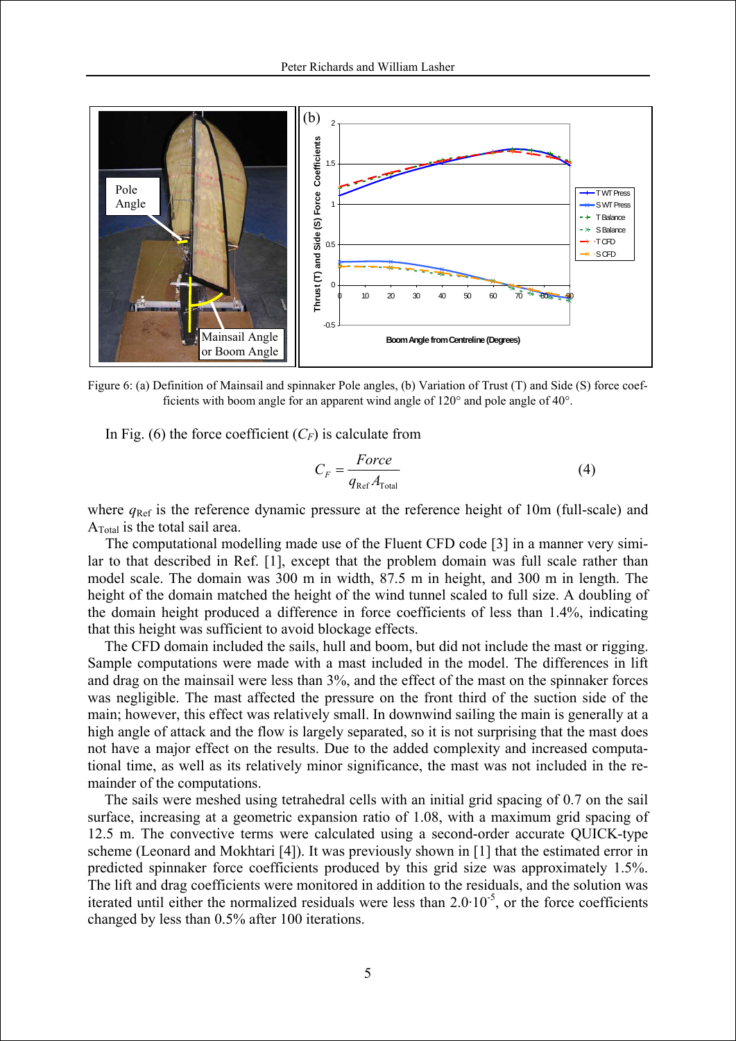Figure 6: (a) Definition of Mainsail and spinnaker Pole angles, (b) Variation of Trust (T) and Side (S) force coefficients with boom angle for an apparent wind angle of 120° and pole angle of 40°.

In Fig. (6) the force coefficient ($C_F$) is calculate from

$$C_F = \frac{Force}{q_{\mathrm{Ref}} A_{\mathrm{Total}}} \tag{4}$$

where $q_{\mathrm{Ref}}$ is the reference dynamic pressure at the reference height of 10m (full-scale) and $A_{\mathrm{Total}}$ is the total sail area.

The computational modelling made use of the Fluent CFD code [3] in a manner very similar to that described in Ref. [1], except that the problem domain was full scale rather than model scale. The domain was 300 m in width, 87.5 m in height, and 300 m in length. The height of the domain matched the height of the wind tunnel scaled to full size. A doubling of the domain height produced a difference in force coefficients of less than 1.4%, indicating that this height was sufficient to avoid blockage effects.

The CFD domain included the sails, hull and boom, but did not include the mast or rigging. Sample computations were made with a mast included in the model. The differences in lift and drag on the mainsail were less than 3%, and the effect of the mast on the spinnaker forces was negligible. The mast affected the pressure on the front third of the suction side of the main; however, this effect was relatively small. In downwind sailing the main is generally at a high angle of attack and the flow is largely separated, so it is not surprising that the mast does not have a major effect on the results. Due to the added complexity and increased computational time, as well as its relatively minor significance, the mast was not included in the remainder of the computations.

The sails were meshed using tetrahedral cells with an initial grid spacing of 0.7 on the sail surface, increasing at a geometric expansion ratio of 1.08, with a maximum grid spacing of 12.5 m. The convective terms were calculated using a second-order accurate QUICK-type scheme (Leonard and Mokhtari [4]). It was previously shown in [1] that the estimated error in predicted spinnaker force coefficients produced by this grid size was approximately 1.5%. The lift and drag coefficients were monitored in addition to the residuals, and the solution was iterated until either the normalized residuals were less than $2.0 \cdot 10^{-5}$, or the force coefficients changed by less than 0.5% after 100 iterations.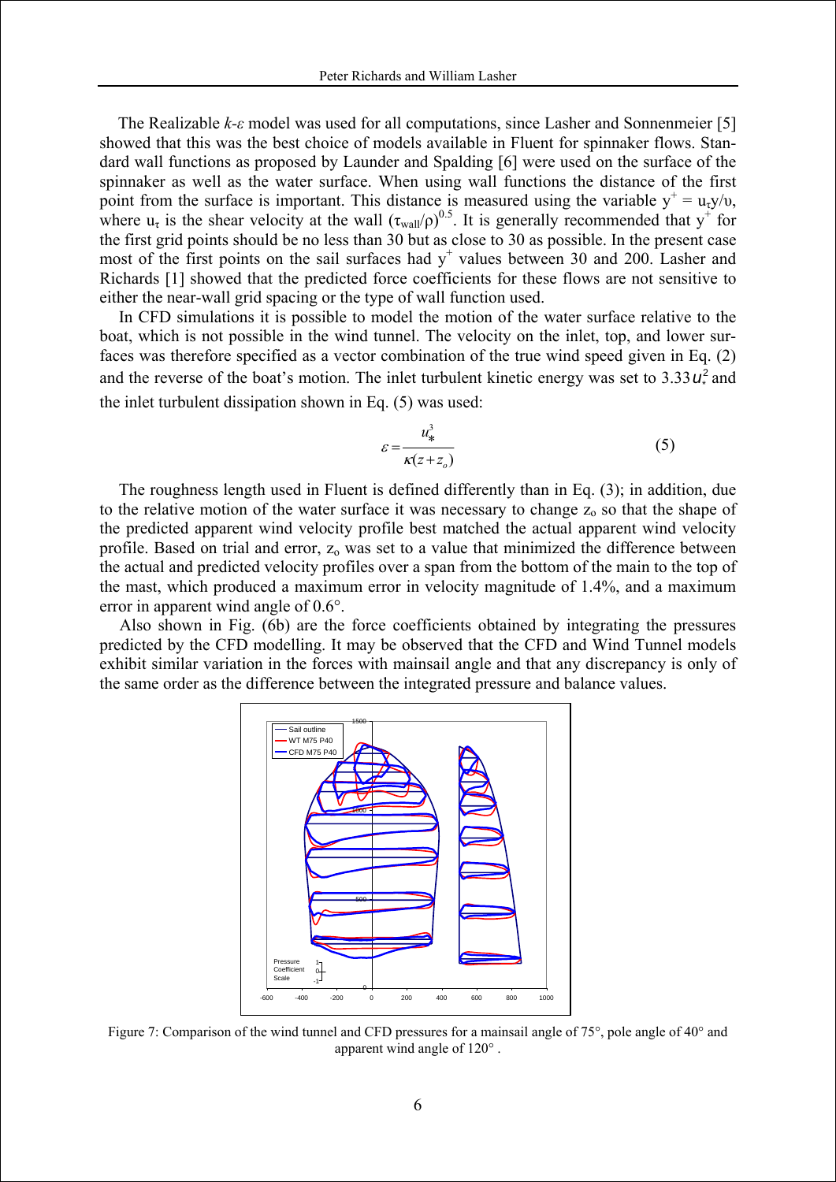The Realizable *k-ε* model was used for all computations, since Lasher and Sonnenmeier [5] showed that this was the best choice of models available in Fluent for spinnaker flows. Standard wall functions as proposed by Launder and Spalding [6] were used on the surface of the spinnaker as well as the water surface. When using wall functions the distance of the first point from the surface is important. This distance is measured using the variable $y^+ = u_\tau y/\upsilon$, where $u_\tau$ is the shear velocity at the wall $(\tau_{wall}/\rho)^{0.5}$. It is generally recommended that $y^+$ for the first grid points should be no less than 30 but as close to 30 as possible. In the present case most of the first points on the sail surfaces had $y^+$ values between 30 and 200. Lasher and Richards [1] showed that the predicted force coefficients for these flows are not sensitive to either the near-wall grid spacing or the type of wall function used.

In CFD simulations it is possible to model the motion of the water surface relative to the boat, which is not possible in the wind tunnel. The velocity on the inlet, top, and lower surfaces was therefore specified as a vector combination of the true wind speed given in Eq. (2) and the reverse of the boat's motion. The inlet turbulent kinetic energy was set to $3.33u_*^2$ and the inlet turbulent dissipation shown in Eq. (5) was used:

$$\varepsilon = \frac{u_*^3}{\kappa(z + z_o)} \tag{5}$$

The roughness length used in Fluent is defined differently than in Eq. (3); in addition, due to the relative motion of the water surface it was necessary to change $z_o$ so that the shape of the predicted apparent wind velocity profile best matched the actual apparent wind velocity profile. Based on trial and error, $z_o$ was set to a value that minimized the difference between the actual and predicted velocity profiles over a span from the bottom of the main to the top of the mast, which produced a maximum error in velocity magnitude of 1.4%, and a maximum error in apparent wind angle of 0.6°.

Also shown in Fig. (6b) are the force coefficients obtained by integrating the pressures predicted by the CFD modelling. It may be observed that the CFD and Wind Tunnel models exhibit similar variation in the forces with mainsail angle and that any discrepancy is only of the same order as the difference between the integrated pressure and balance values.

Figure 7: Comparison of the wind tunnel and CFD pressures for a mainsail angle of 75°, pole angle of 40° and apparent wind angle of 120° .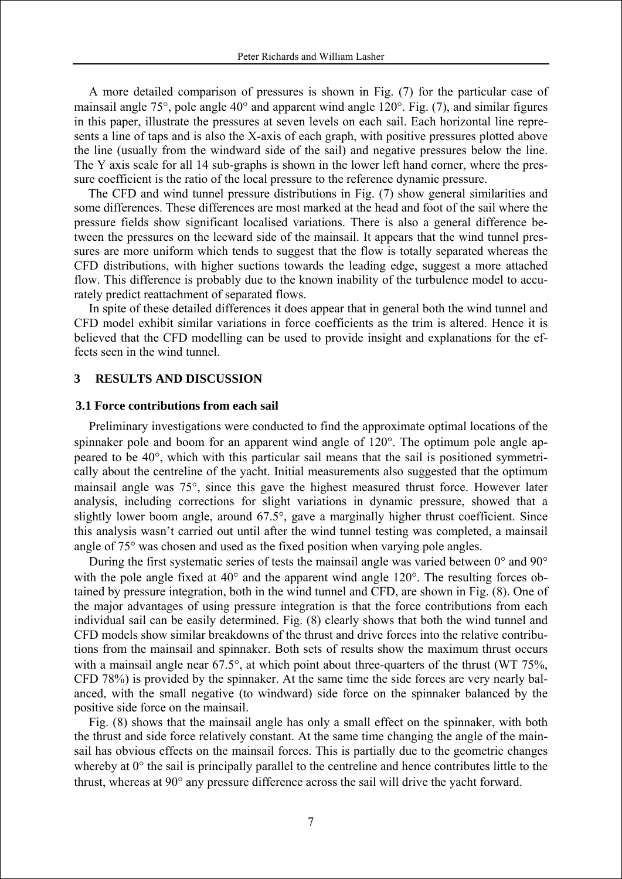A more detailed comparison of pressures is shown in Fig. (7) for the particular case of mainsail angle 75°, pole angle 40° and apparent wind angle 120°. Fig. (7), and similar figures in this paper, illustrate the pressures at seven levels on each sail. Each horizontal line represents a line of taps and is also the X-axis of each graph, with positive pressures plotted above the line (usually from the windward side of the sail) and negative pressures below the line. The Y axis scale for all 14 sub-graphs is shown in the lower left hand corner, where the pressure coefficient is the ratio of the local pressure to the reference dynamic pressure.

The CFD and wind tunnel pressure distributions in Fig. (7) show general similarities and some differences. These differences are most marked at the head and foot of the sail where the pressure fields show significant localised variations. There is also a general difference between the pressures on the leeward side of the mainsail. It appears that the wind tunnel pressures are more uniform which tends to suggest that the flow is totally separated whereas the CFD distributions, with higher suctions towards the leading edge, suggest a more attached flow. This difference is probably due to the known inability of the turbulence model to accurately predict reattachment of separated flows.

In spite of these detailed differences it does appear that in general both the wind tunnel and CFD model exhibit similar variations in force coefficients as the trim is altered. Hence it is believed that the CFD modelling can be used to provide insight and explanations for the effects seen in the wind tunnel.

## 3 RESULTS AND DISCUSSION

### 3.1 Force contributions from each sail

Preliminary investigations were conducted to find the approximate optimal locations of the spinnaker pole and boom for an apparent wind angle of 120°. The optimum pole angle appeared to be 40°, which with this particular sail means that the sail is positioned symmetrically about the centreline of the yacht. Initial measurements also suggested that the optimum mainsail angle was 75°, since this gave the highest measured thrust force. However later analysis, including corrections for slight variations in dynamic pressure, showed that a slightly lower boom angle, around 67.5°, gave a marginally higher thrust coefficient. Since this analysis wasn't carried out until after the wind tunnel testing was completed, a mainsail angle of 75° was chosen and used as the fixed position when varying pole angles.

During the first systematic series of tests the mainsail angle was varied between 0° and 90° with the pole angle fixed at 40° and the apparent wind angle 120°. The resulting forces obtained by pressure integration, both in the wind tunnel and CFD, are shown in Fig. (8). One of the major advantages of using pressure integration is that the force contributions from each individual sail can be easily determined. Fig. (8) clearly shows that both the wind tunnel and CFD models show similar breakdowns of the thrust and drive forces into the relative contributions from the mainsail and spinnaker. Both sets of results show the maximum thrust occurs with a mainsail angle near 67.5°, at which point about three-quarters of the thrust (WT 75%, CFD 78%) is provided by the spinnaker. At the same time the side forces are very nearly balanced, with the small negative (to windward) side force on the spinnaker balanced by the positive side force on the mainsail.

Fig. (8) shows that the mainsail angle has only a small effect on the spinnaker, with both the thrust and side force relatively constant. At the same time changing the angle of the mainsail has obvious effects on the mainsail forces. This is partially due to the geometric changes whereby at 0° the sail is principally parallel to the centreline and hence contributes little to the thrust, whereas at 90° any pressure difference across the sail will drive the yacht forward.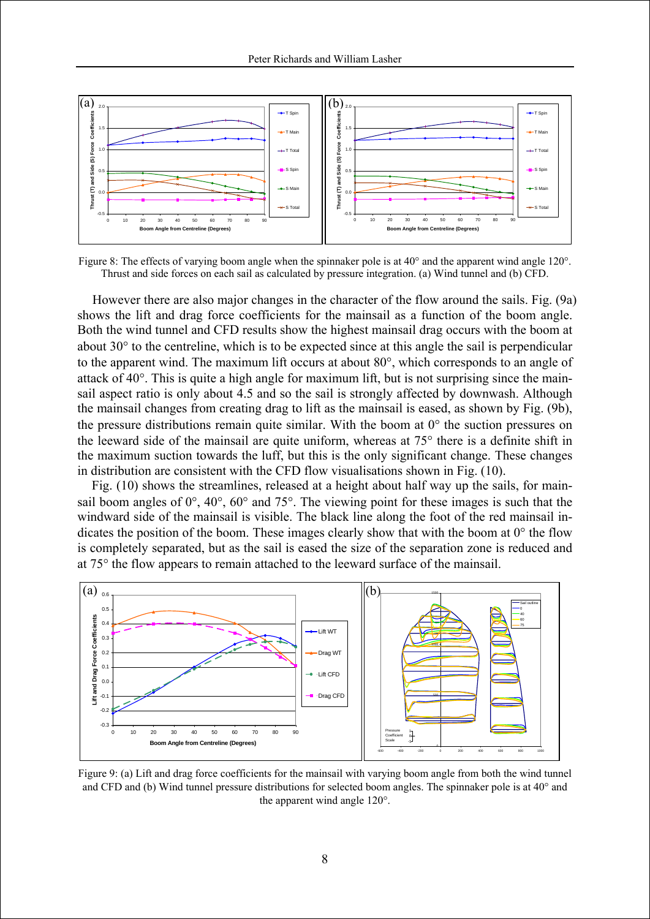Figure 8: The effects of varying boom angle when the spinnaker pole is at 40° and the apparent wind angle 120°. Thrust and side forces on each sail as calculated by pressure integration. (a) Wind tunnel and (b) CFD.

However there are also major changes in the character of the flow around the sails. Fig. (9a) shows the lift and drag force coefficients for the mainsail as a function of the boom angle. Both the wind tunnel and CFD results show the highest mainsail drag occurs with the boom at about 30° to the centreline, which is to be expected since at this angle the sail is perpendicular to the apparent wind. The maximum lift occurs at about 80°, which corresponds to an angle of attack of 40°. This is quite a high angle for maximum lift, but is not surprising since the mainsail aspect ratio is only about 4.5 and so the sail is strongly affected by downwash. Although the mainsail changes from creating drag to lift as the mainsail is eased, as shown by Fig. (9b), the pressure distributions remain quite similar. With the boom at 0° the suction pressures on the leeward side of the mainsail are quite uniform, whereas at 75° there is a definite shift in the maximum suction towards the luff, but this is the only significant change. These changes in distribution are consistent with the CFD flow visualisations shown in Fig. (10).

Fig. (10) shows the streamlines, released at a height about half way up the sails, for mainsail boom angles of 0°, 40°, 60° and 75°. The viewing point for these images is such that the windward side of the mainsail is visible. The black line along the foot of the red mainsail indicates the position of the boom. These images clearly show that with the boom at 0° the flow is completely separated, but as the sail is eased the size of the separation zone is reduced and at 75° the flow appears to remain attached to the leeward surface of the mainsail.

Figure 9: (a) Lift and drag force coefficients for the mainsail with varying boom angle from both the wind tunnel and CFD and (b) Wind tunnel pressure distributions for selected boom angles. The spinnaker pole is at 40° and the apparent wind angle 120°.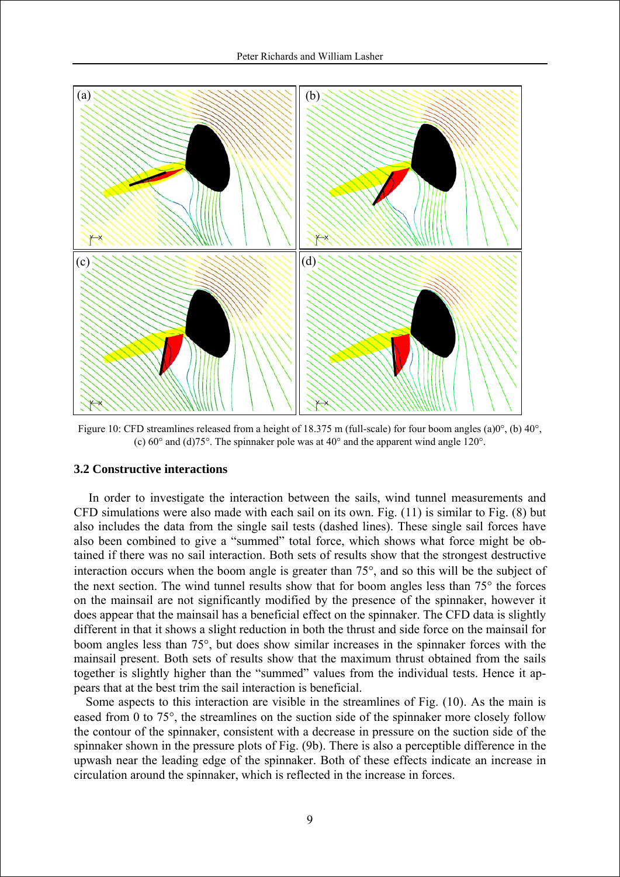Figure 10: CFD streamlines released from a height of 18.375 m (full-scale) for four boom angles (a)0°, (b) 40°, (c) 60° and (d)75°. The spinnaker pole was at 40° and the apparent wind angle 120°.

### 3.2 Constructive interactions

In order to investigate the interaction between the sails, wind tunnel measurements and CFD simulations were also made with each sail on its own. Fig. (11) is similar to Fig. (8) but also includes the data from the single sail tests (dashed lines). These single sail forces have also been combined to give a "summed" total force, which shows what force might be obtained if there was no sail interaction. Both sets of results show that the strongest destructive interaction occurs when the boom angle is greater than 75°, and so this will be the subject of the next section. The wind tunnel results show that for boom angles less than 75° the forces on the mainsail are not significantly modified by the presence of the spinnaker, however it does appear that the mainsail has a beneficial effect on the spinnaker. The CFD data is slightly different in that it shows a slight reduction in both the thrust and side force on the mainsail for boom angles less than 75°, but does show similar increases in the spinnaker forces with the mainsail present. Both sets of results show that the maximum thrust obtained from the sails together is slightly higher than the "summed" values from the individual tests. Hence it appears that at the best trim the sail interaction is beneficial.

Some aspects to this interaction are visible in the streamlines of Fig. (10). As the main is eased from 0 to 75°, the streamlines on the suction side of the spinnaker more closely follow the contour of the spinnaker, consistent with a decrease in pressure on the suction side of the spinnaker shown in the pressure plots of Fig. (9b). There is also a perceptible difference in the upwash near the leading edge of the spinnaker. Both of these effects indicate an increase in circulation around the spinnaker, which is reflected in the increase in forces.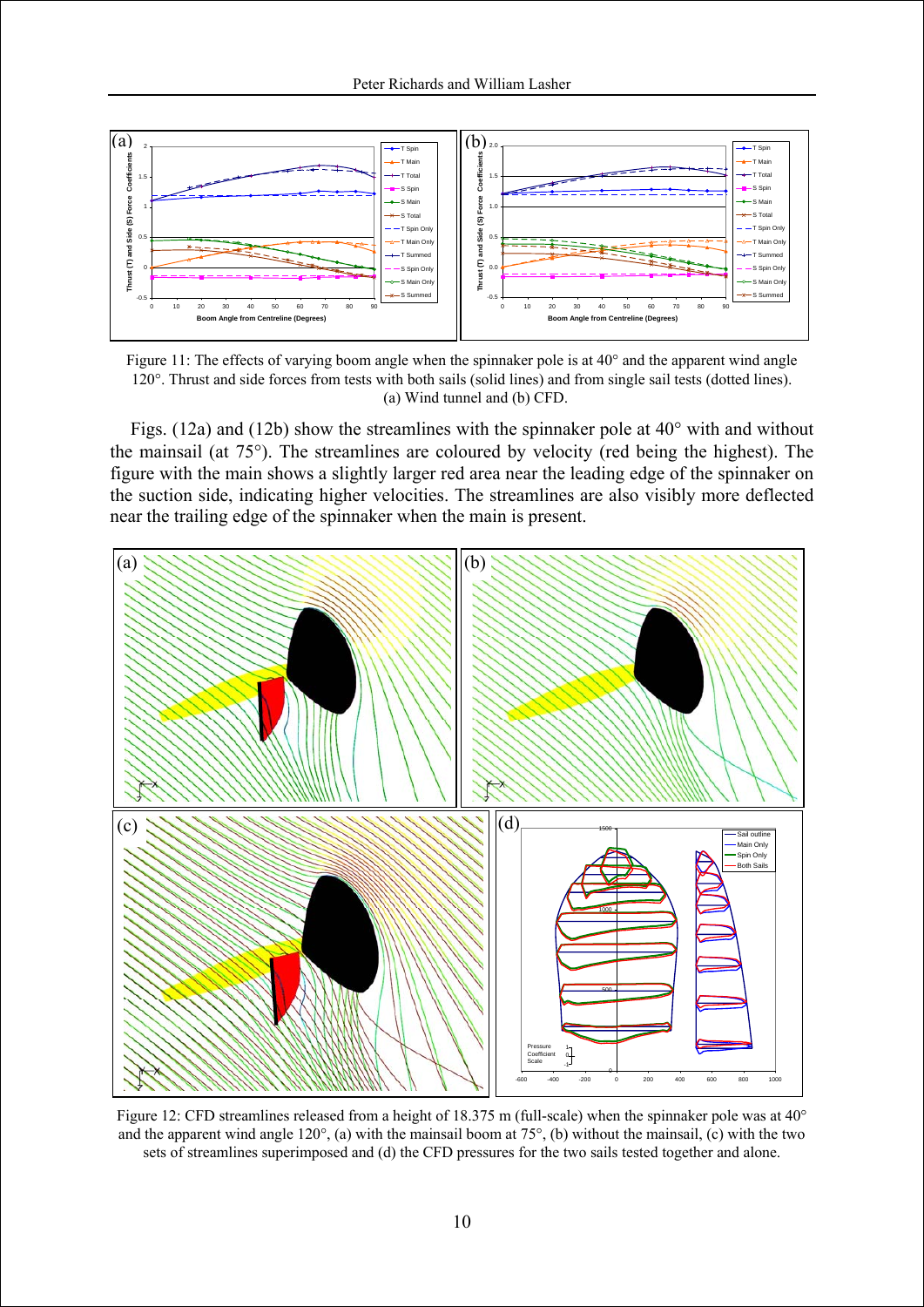Figure 11: The effects of varying boom angle when the spinnaker pole is at 40° and the apparent wind angle 120°. Thrust and side forces from tests with both sails (solid lines) and from single sail tests (dotted lines). (a) Wind tunnel and (b) CFD.

Figs. (12a) and (12b) show the streamlines with the spinnaker pole at 40° with and without the mainsail (at 75°). The streamlines are coloured by velocity (red being the highest). The figure with the main shows a slightly larger red area near the leading edge of the spinnaker on the suction side, indicating higher velocities. The streamlines are also visibly more deflected near the trailing edge of the spinnaker when the main is present.

Figure 12: CFD streamlines released from a height of 18.375 m (full-scale) when the spinnaker pole was at 40° and the apparent wind angle 120°, (a) with the mainsail boom at 75°, (b) without the mainsail, (c) with the two sets of streamlines superimposed and (d) the CFD pressures for the two sails tested together and alone.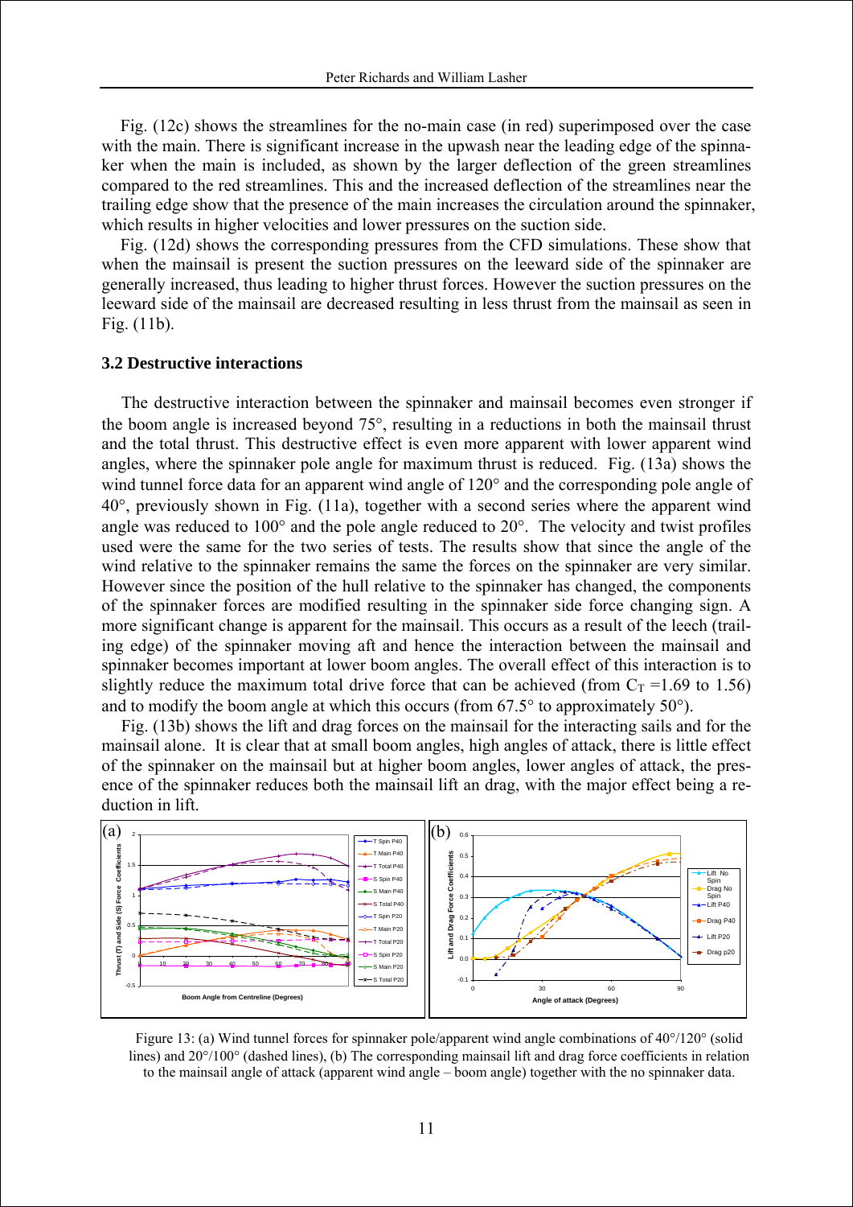Fig. (12c) shows the streamlines for the no-main case (in red) superimposed over the case with the main. There is significant increase in the upwash near the leading edge of the spinnaker when the main is included, as shown by the larger deflection of the green streamlines compared to the red streamlines. This and the increased deflection of the streamlines near the trailing edge show that the presence of the main increases the circulation around the spinnaker, which results in higher velocities and lower pressures on the suction side.

Fig. (12d) shows the corresponding pressures from the CFD simulations. These show that when the mainsail is present the suction pressures on the leeward side of the spinnaker are generally increased, thus leading to higher thrust forces. However the suction pressures on the leeward side of the mainsail are decreased resulting in less thrust from the mainsail as seen in Fig. (11b).

### 3.2 Destructive interactions

The destructive interaction between the spinnaker and mainsail becomes even stronger if the boom angle is increased beyond 75°, resulting in a reductions in both the mainsail thrust and the total thrust. This destructive effect is even more apparent with lower apparent wind angles, where the spinnaker pole angle for maximum thrust is reduced. Fig. (13a) shows the wind tunnel force data for an apparent wind angle of 120° and the corresponding pole angle of 40°, previously shown in Fig. (11a), together with a second series where the apparent wind angle was reduced to 100° and the pole angle reduced to 20°. The velocity and twist profiles used were the same for the two series of tests. The results show that since the angle of the wind relative to the spinnaker remains the same the forces on the spinnaker are very similar. However since the position of the hull relative to the spinnaker has changed, the components of the spinnaker forces are modified resulting in the spinnaker side force changing sign. A more significant change is apparent for the mainsail. This occurs as a result of the leech (trailing edge) of the spinnaker moving aft and hence the interaction between the mainsail and spinnaker becomes important at lower boom angles. The overall effect of this interaction is to slightly reduce the maximum total drive force that can be achieved (from $C_T$ =1.69 to 1.56) and to modify the boom angle at which this occurs (from 67.5° to approximately 50°).

Fig. (13b) shows the lift and drag forces on the mainsail for the interacting sails and for the mainsail alone. It is clear that at small boom angles, high angles of attack, there is little effect of the spinnaker on the mainsail but at higher boom angles, lower angles of attack, the presence of the spinnaker reduces both the mainsail lift an drag, with the major effect being a reduction in lift.

Figure 13: (a) Wind tunnel forces for spinnaker pole/apparent wind angle combinations of 40°/120° (solid lines) and 20°/100° (dashed lines), (b) The corresponding mainsail lift and drag force coefficients in relation to the mainsail angle of attack (apparent wind angle – boom angle) together with the no spinnaker data.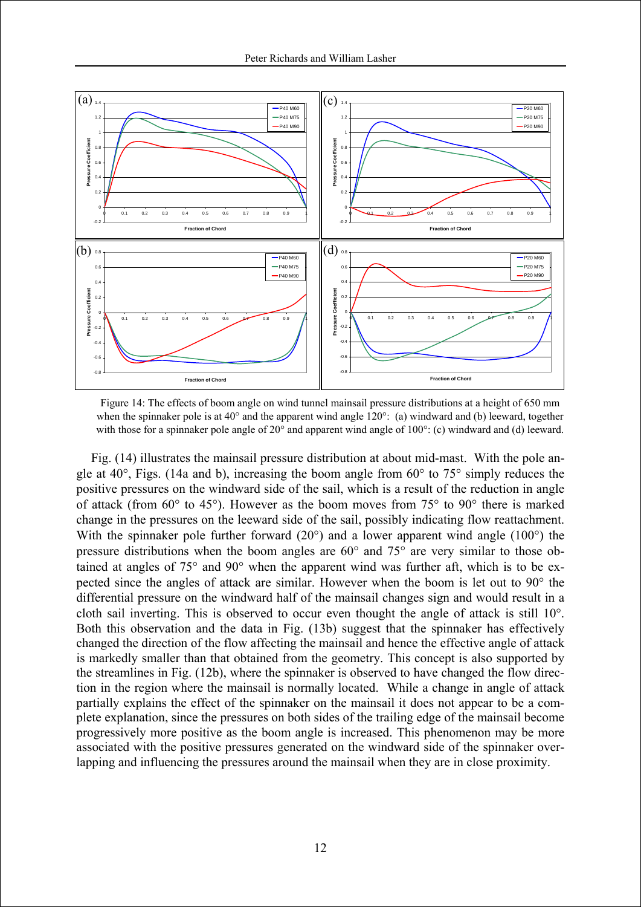Figure 14: The effects of boom angle on wind tunnel mainsail pressure distributions at a height of 650 mm when the spinnaker pole is at 40° and the apparent wind angle 120°: (a) windward and (b) leeward, together with those for a spinnaker pole angle of 20° and apparent wind angle of 100°: (c) windward and (d) leeward.

Fig. (14) illustrates the mainsail pressure distribution at about mid-mast. With the pole angle at 40°, Figs. (14a and b), increasing the boom angle from 60° to 75° simply reduces the positive pressures on the windward side of the sail, which is a result of the reduction in angle of attack (from 60° to 45°). However as the boom moves from 75° to 90° there is marked change in the pressures on the leeward side of the sail, possibly indicating flow reattachment. With the spinnaker pole further forward (20°) and a lower apparent wind angle (100°) the pressure distributions when the boom angles are 60° and 75° are very similar to those obtained at angles of 75° and 90° when the apparent wind was further aft, which is to be expected since the angles of attack are similar. However when the boom is let out to 90° the differential pressure on the windward half of the mainsail changes sign and would result in a cloth sail inverting. This is observed to occur even thought the angle of attack is still 10°. Both this observation and the data in Fig. (13b) suggest that the spinnaker has effectively changed the direction of the flow affecting the mainsail and hence the effective angle of attack is markedly smaller than that obtained from the geometry. This concept is also supported by the streamlines in Fig. (12b), where the spinnaker is observed to have changed the flow direction in the region where the mainsail is normally located. While a change in angle of attack partially explains the effect of the spinnaker on the mainsail it does not appear to be a complete explanation, since the pressures on both sides of the trailing edge of the mainsail become progressively more positive as the boom angle is increased. This phenomenon may be more associated with the positive pressures generated on the windward side of the spinnaker overlapping and influencing the pressures around the mainsail when they are in close proximity.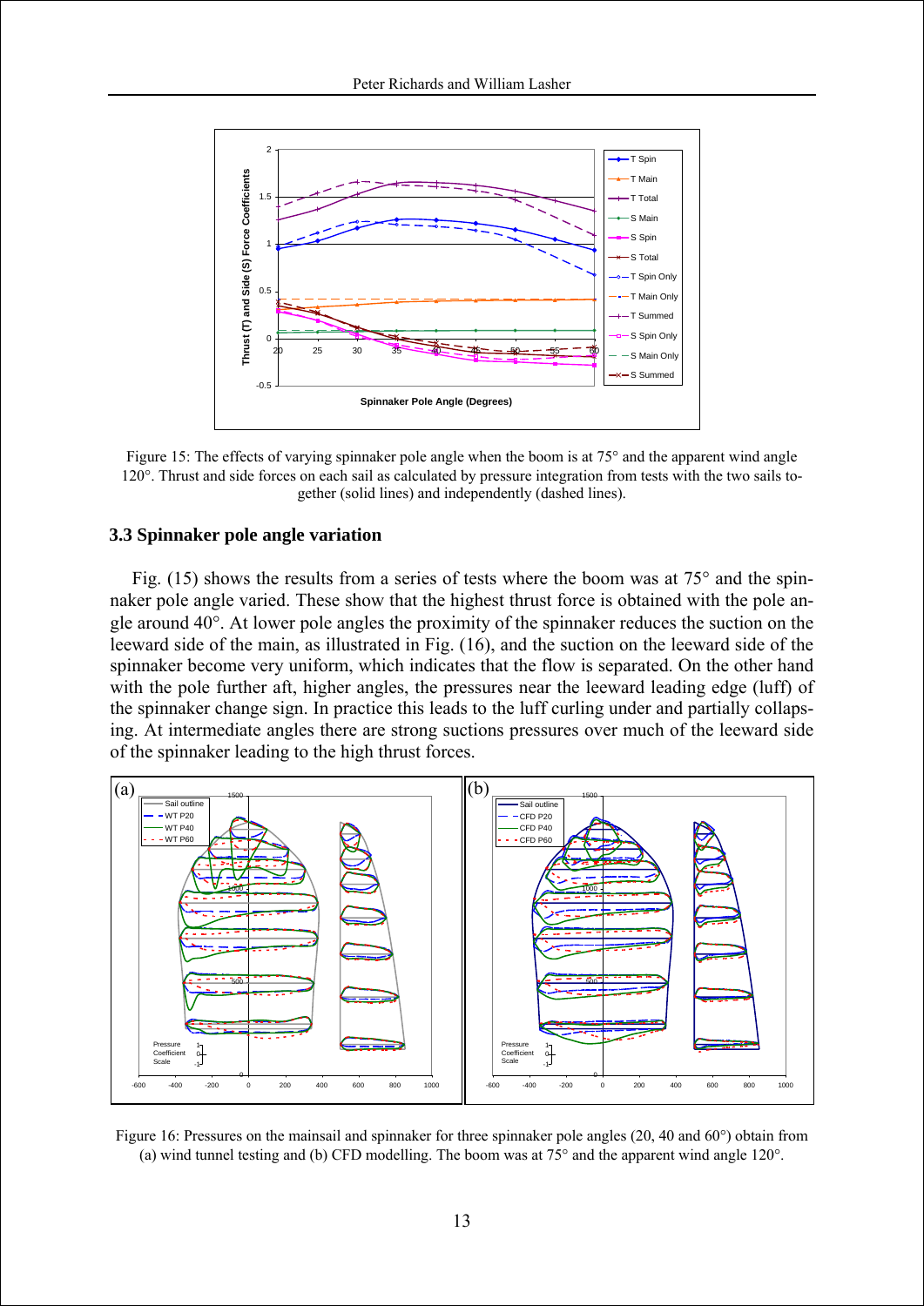Figure 15: The effects of varying spinnaker pole angle when the boom is at 75° and the apparent wind angle 120°. Thrust and side forces on each sail as calculated by pressure integration from tests with the two sails together (solid lines) and independently (dashed lines).

### 3.3 Spinnaker pole angle variation

Fig. (15) shows the results from a series of tests where the boom was at 75° and the spinnaker pole angle varied. These show that the highest thrust force is obtained with the pole angle around 40°. At lower pole angles the proximity of the spinnaker reduces the suction on the leeward side of the main, as illustrated in Fig. (16), and the suction on the leeward side of the spinnaker become very uniform, which indicates that the flow is separated. On the other hand with the pole further aft, higher angles, the pressures near the leeward leading edge (luff) of the spinnaker change sign. In practice this leads to the luff curling under and partially collapsing. At intermediate angles there are strong suctions pressures over much of the leeward side of the spinnaker leading to the high thrust forces.

Figure 16: Pressures on the mainsail and spinnaker for three spinnaker pole angles (20, 40 and 60°) obtain from (a) wind tunnel testing and (b) CFD modelling. The boom was at 75° and the apparent wind angle 120°.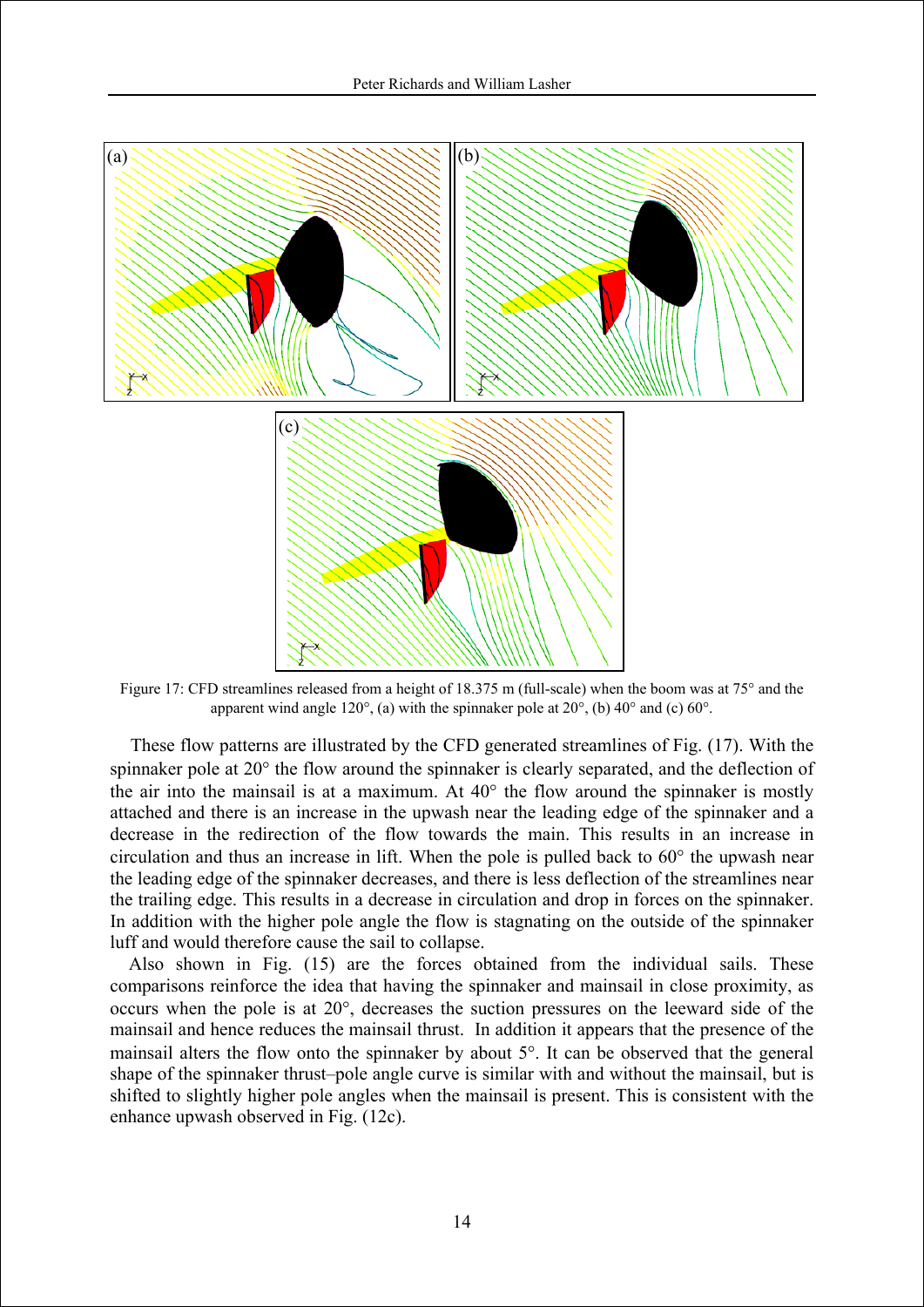Figure 17: CFD streamlines released from a height of 18.375 m (full-scale) when the boom was at 75° and the apparent wind angle 120°, (a) with the spinnaker pole at 20°, (b) 40° and (c) 60°.

These flow patterns are illustrated by the CFD generated streamlines of Fig. (17). With the spinnaker pole at 20° the flow around the spinnaker is clearly separated, and the deflection of the air into the mainsail is at a maximum. At 40° the flow around the spinnaker is mostly attached and there is an increase in the upwash near the leading edge of the spinnaker and a decrease in the redirection of the flow towards the main. This results in an increase in circulation and thus an increase in lift. When the pole is pulled back to 60° the upwash near the leading edge of the spinnaker decreases, and there is less deflection of the streamlines near the trailing edge. This results in a decrease in circulation and drop in forces on the spinnaker. In addition with the higher pole angle the flow is stagnating on the outside of the spinnaker luff and would therefore cause the sail to collapse.

Also shown in Fig. (15) are the forces obtained from the individual sails. These comparisons reinforce the idea that having the spinnaker and mainsail in close proximity, as occurs when the pole is at 20°, decreases the suction pressures on the leeward side of the mainsail and hence reduces the mainsail thrust. In addition it appears that the presence of the mainsail alters the flow onto the spinnaker by about 5°. It can be observed that the general shape of the spinnaker thrust–pole angle curve is similar with and without the mainsail, but is shifted to slightly higher pole angles when the mainsail is present. This is consistent with the enhance upwash observed in Fig. (12c).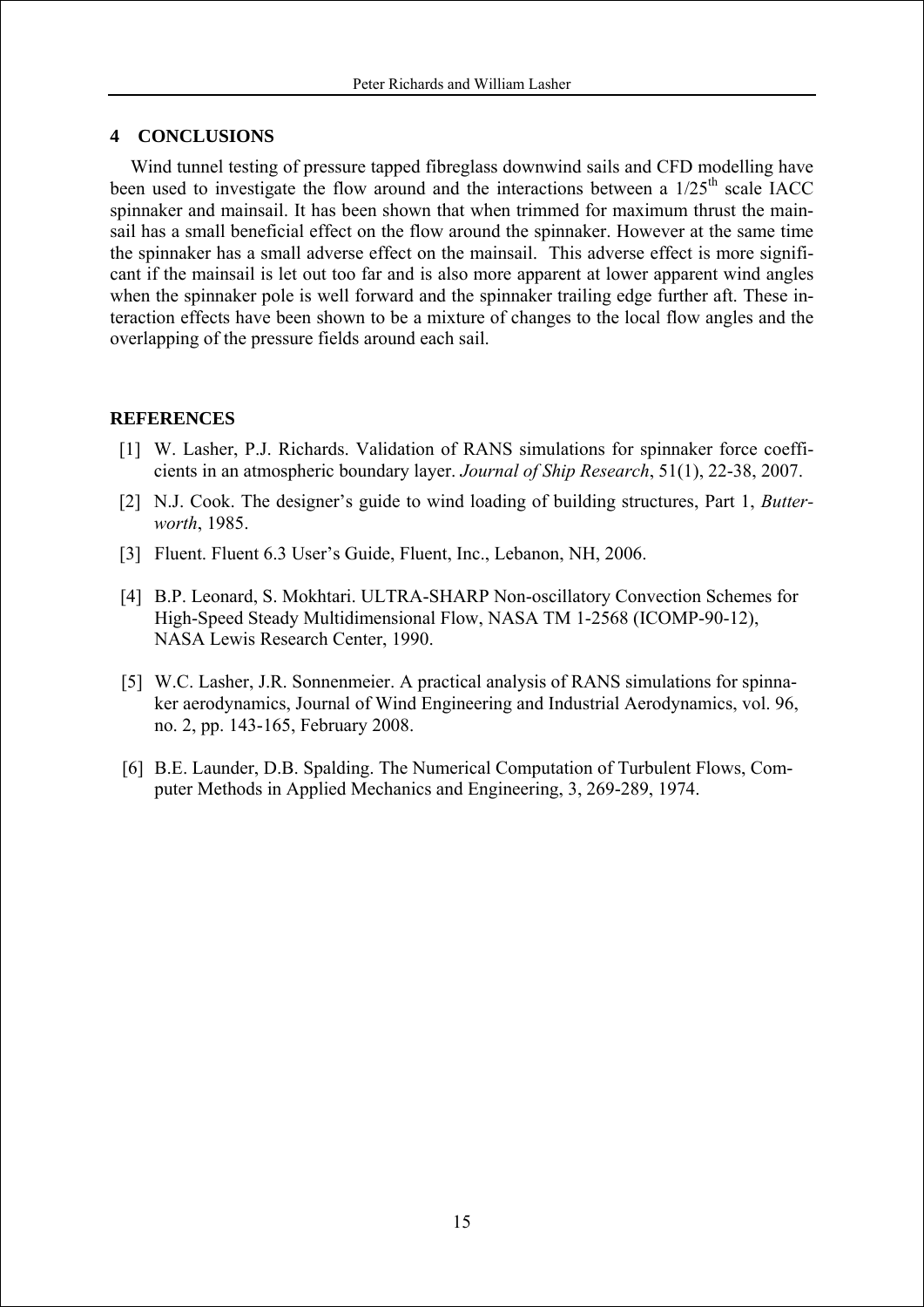## 4 CONCLUSIONS

Wind tunnel testing of pressure tapped fibreglass downwind sails and CFD modelling have been used to investigate the flow around and the interactions between a $1/25^{th}$ scale IACC spinnaker and mainsail. It has been shown that when trimmed for maximum thrust the mainsail has a small beneficial effect on the flow around the spinnaker. However at the same time the spinnaker has a small adverse effect on the mainsail. This adverse effect is more significant if the mainsail is let out too far and is also more apparent at lower apparent wind angles when the spinnaker pole is well forward and the spinnaker trailing edge further aft. These interaction effects have been shown to be a mixture of changes to the local flow angles and the overlapping of the pressure fields around each sail.

## REFERENCES

[1] W. Lasher, P.J. Richards. Validation of RANS simulations for spinnaker force coefficients in an atmospheric boundary layer. *Journal of Ship Research*, 51(1), 22-38, 2007.

[2] N.J. Cook. The designer's guide to wind loading of building structures, Part 1, *Butterworth*, 1985.

[3] Fluent. Fluent 6.3 User's Guide, Fluent, Inc., Lebanon, NH, 2006.

[4] B.P. Leonard, S. Mokhtari. ULTRA-SHARP Non-oscillatory Convection Schemes for High-Speed Steady Multidimensional Flow, NASA TM 1-2568 (ICOMP-90-12), NASA Lewis Research Center, 1990.

[5] W.C. Lasher, J.R. Sonnenmeier. A practical analysis of RANS simulations for spinnaker aerodynamics, Journal of Wind Engineering and Industrial Aerodynamics, vol. 96, no. 2, pp. 143-165, February 2008.

[6] B.E. Launder, D.B. Spalding. The Numerical Computation of Turbulent Flows, Computer Methods in Applied Mechanics and Engineering, 3, 269-289, 1974.